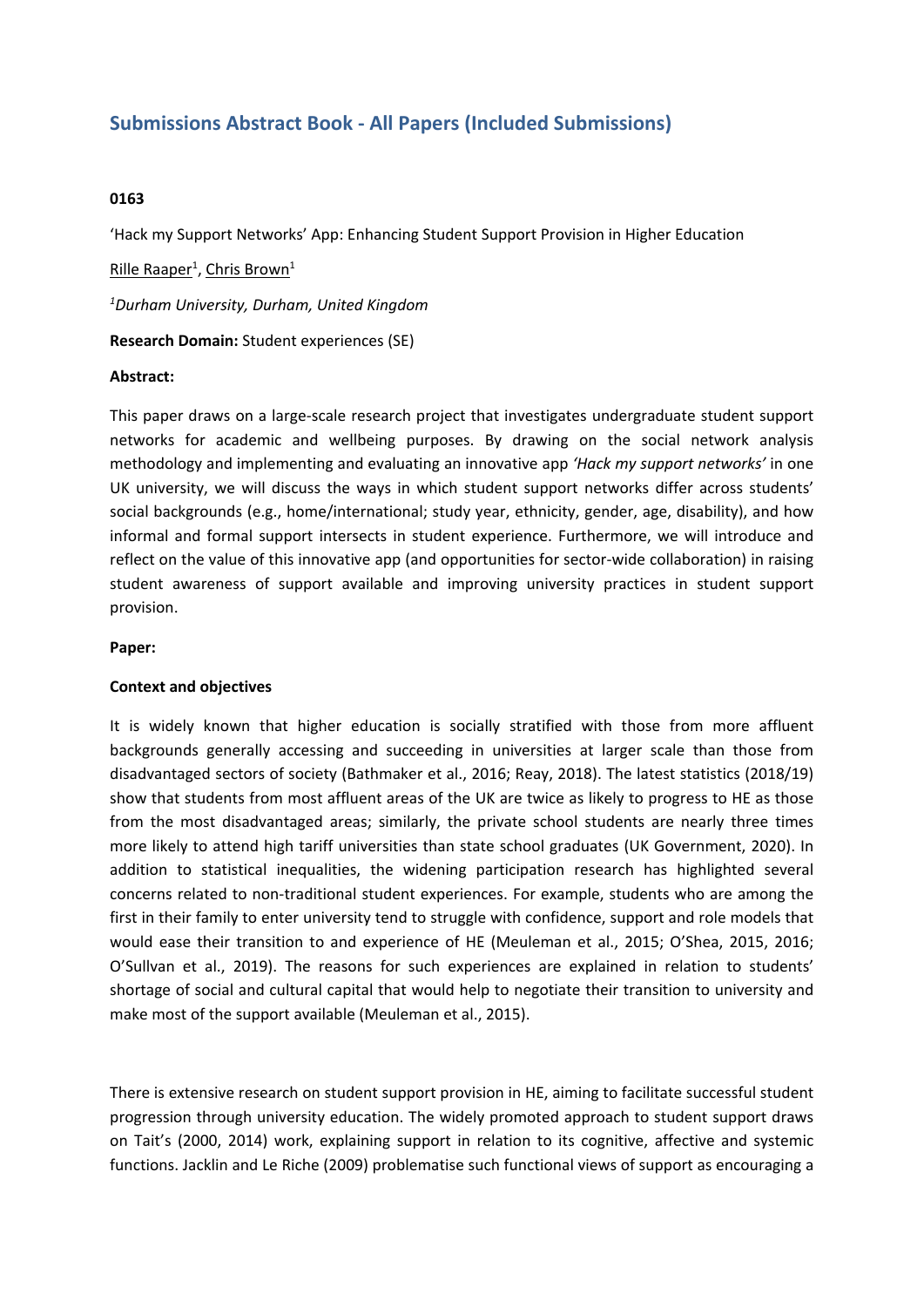# Submissions Abstract Book - All Papers (Included Submissions)

**0163**

'Hack my Support Networks' App: Enhancing Student Support Provision in Higher Education

Rille Raaper[1], Chris Brown[1]

[1]*Durham University, Durham, United Kingdom*

**Research Domain:** Student experiences (SE)

**Abstract:**

This paper draws on a large-scale research project that investigates undergraduate student support networks for academic and wellbeing purposes. By drawing on the social network analysis methodology and implementing and evaluating an innovative app *'Hack my support networks'* in one UK university, we will discuss the ways in which student support networks differ across students' social backgrounds (e.g., home/international; study year, ethnicity, gender, age, disability), and how informal and formal support intersects in student experience. Furthermore, we will introduce and reflect on the value of this innovative app (and opportunities for sector-wide collaboration) in raising student awareness of support available and improving university practices in student support provision.

**Paper:**

**Context and objectives**

It is widely known that higher education is socially stratified with those from more affluent backgrounds generally accessing and succeeding in universities at larger scale than those from disadvantaged sectors of society (Bathmaker et al., 2016; Reay, 2018). The latest statistics (2018/19) show that students from most affluent areas of the UK are twice as likely to progress to HE as those from the most disadvantaged areas; similarly, the private school students are nearly three times more likely to attend high tariff universities than state school graduates (UK Government, 2020). In addition to statistical inequalities, the widening participation research has highlighted several concerns related to non-traditional student experiences. For example, students who are among the first in their family to enter university tend to struggle with confidence, support and role models that would ease their transition to and experience of HE (Meuleman et al., 2015; O'Shea, 2015, 2016; O'Sullvan et al., 2019). The reasons for such experiences are explained in relation to students' shortage of social and cultural capital that would help to negotiate their transition to university and make most of the support available (Meuleman et al., 2015).

There is extensive research on student support provision in HE, aiming to facilitate successful student progression through university education. The widely promoted approach to student support draws on Tait's (2000, 2014) work, explaining support in relation to its cognitive, affective and systemic functions. Jacklin and Le Riche (2009) problematise such functional views of support as encouraging a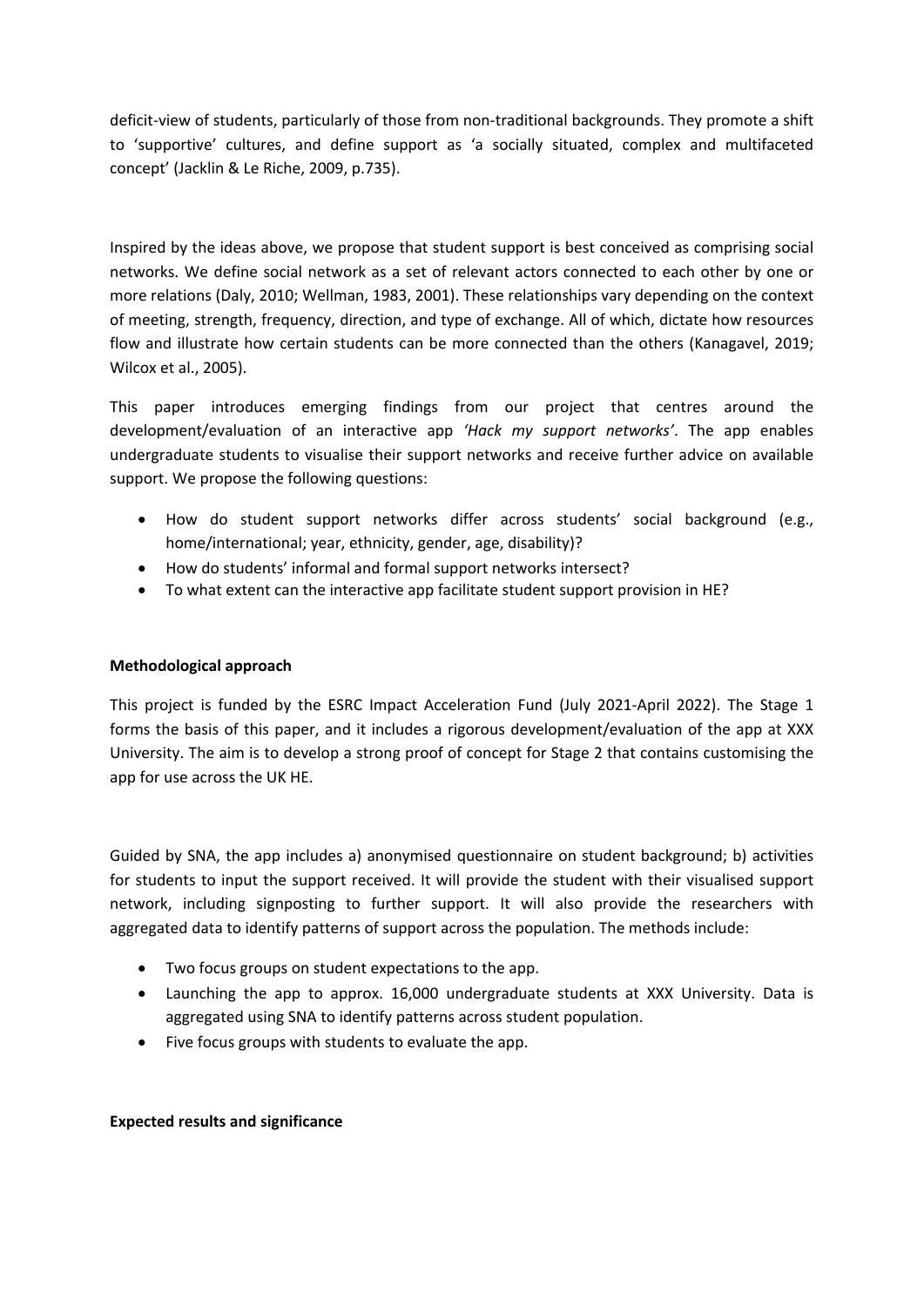deficit-view of students, particularly of those from non-traditional backgrounds. They promote a shift to 'supportive' cultures, and define support as 'a socially situated, complex and multifaceted concept' (Jacklin & Le Riche, 2009, p.735).

Inspired by the ideas above, we propose that student support is best conceived as comprising social networks. We define social network as a set of relevant actors connected to each other by one or more relations (Daly, 2010; Wellman, 1983, 2001). These relationships vary depending on the context of meeting, strength, frequency, direction, and type of exchange. All of which, dictate how resources flow and illustrate how certain students can be more connected than the others (Kanagavel, 2019; Wilcox et al., 2005).

This paper introduces emerging findings from our project that centres around the development/evaluation of an interactive app *'Hack my support networks'*. The app enables undergraduate students to visualise their support networks and receive further advice on available support. We propose the following questions:

- How do student support networks differ across students' social background (e.g., home/international; year, ethnicity, gender, age, disability)?
- How do students' informal and formal support networks intersect?
- To what extent can the interactive app facilitate student support provision in HE?

**Methodological approach**

This project is funded by the ESRC Impact Acceleration Fund (July 2021-April 2022). The Stage 1 forms the basis of this paper, and it includes a rigorous development/evaluation of the app at XXX University. The aim is to develop a strong proof of concept for Stage 2 that contains customising the app for use across the UK HE.

Guided by SNA, the app includes a) anonymised questionnaire on student background; b) activities for students to input the support received. It will provide the student with their visualised support network, including signposting to further support. It will also provide the researchers with aggregated data to identify patterns of support across the population. The methods include:

- Two focus groups on student expectations to the app.
- Launching the app to approx. 16,000 undergraduate students at XXX University. Data is aggregated using SNA to identify patterns across student population.
- Five focus groups with students to evaluate the app.

**Expected results and significance**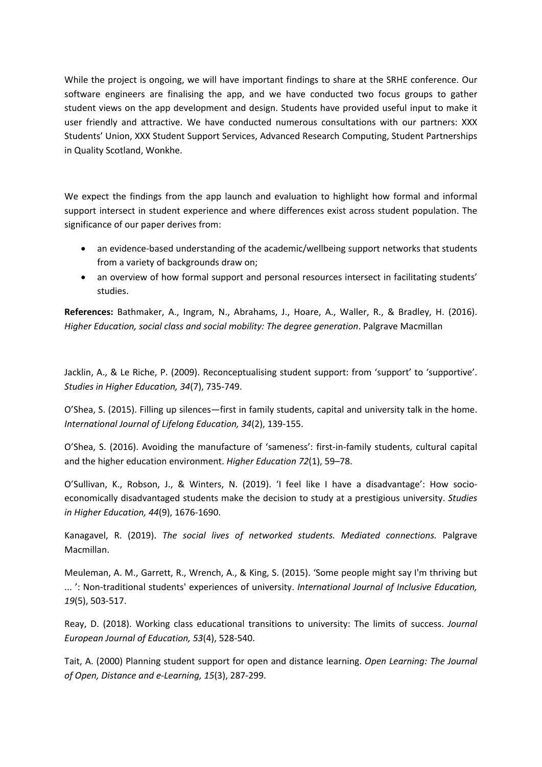While the project is ongoing, we will have important findings to share at the SRHE conference. Our software engineers are finalising the app, and we have conducted two focus groups to gather student views on the app development and design. Students have provided useful input to make it user friendly and attractive. We have conducted numerous consultations with our partners: XXX Students' Union, XXX Student Support Services, Advanced Research Computing, Student Partnerships in Quality Scotland, Wonkhe.

We expect the findings from the app launch and evaluation to highlight how formal and informal support intersect in student experience and where differences exist across student population. The significance of our paper derives from:

- an evidence-based understanding of the academic/wellbeing support networks that students from a variety of backgrounds draw on;
- an overview of how formal support and personal resources intersect in facilitating students' studies.

**References:** Bathmaker, A., Ingram, N., Abrahams, J., Hoare, A., Waller, R., & Bradley, H. (2016). *Higher Education, social class and social mobility: The degree generation*. Palgrave Macmillan

Jacklin, A., & Le Riche, P. (2009). Reconceptualising student support: from 'support' to 'supportive'. *Studies in Higher Education, 34*(7), 735-749.

O'Shea, S. (2015). Filling up silences—first in family students, capital and university talk in the home. *International Journal of Lifelong Education, 34*(2), 139-155.

O'Shea, S. (2016). Avoiding the manufacture of 'sameness': first-in-family students, cultural capital and the higher education environment. *Higher Education 72*(1), 59–78.

O'Sullivan, K., Robson, J., & Winters, N. (2019). 'I feel like I have a disadvantage': How socio-economically disadvantaged students make the decision to study at a prestigious university. *Studies in Higher Education, 44*(9), 1676-1690.

Kanagavel, R. (2019). *The social lives of networked students. Mediated connections.* Palgrave Macmillan.

Meuleman, A. M., Garrett, R., Wrench, A., & King, S. (2015). 'Some people might say I'm thriving but ... ': Non-traditional students' experiences of university. *International Journal of Inclusive Education, 19*(5), 503-517.

Reay, D. (2018). Working class educational transitions to university: The limits of success. *Journal European Journal of Education, 53*(4), 528-540.

Tait, A. (2000) Planning student support for open and distance learning. *Open Learning: The Journal of Open, Distance and e-Learning, 15*(3), 287-299.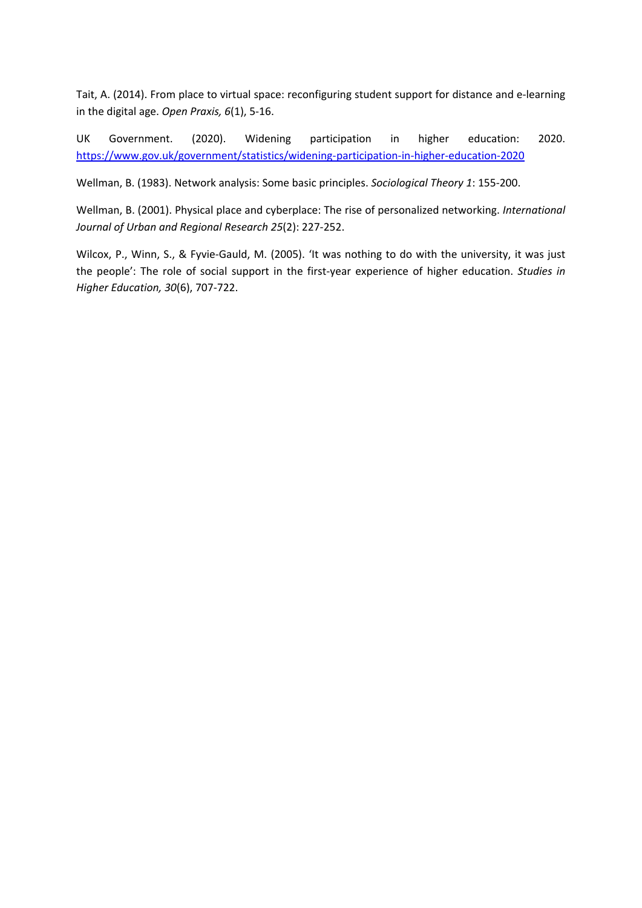Tait, A. (2014). From place to virtual space: reconfiguring student support for distance and e-learning in the digital age. *Open Praxis, 6*(1), 5-16.

UK Government. (2020). Widening participation in higher education: 2020. https://www.gov.uk/government/statistics/widening-participation-in-higher-education-2020

Wellman, B. (1983). Network analysis: Some basic principles. *Sociological Theory 1*: 155-200.

Wellman, B. (2001). Physical place and cyberplace: The rise of personalized networking. *International Journal of Urban and Regional Research 25*(2): 227-252.

Wilcox, P., Winn, S., & Fyvie-Gauld, M. (2005). 'It was nothing to do with the university, it was just the people': The role of social support in the first-year experience of higher education. *Studies in Higher Education, 30*(6), 707-722.